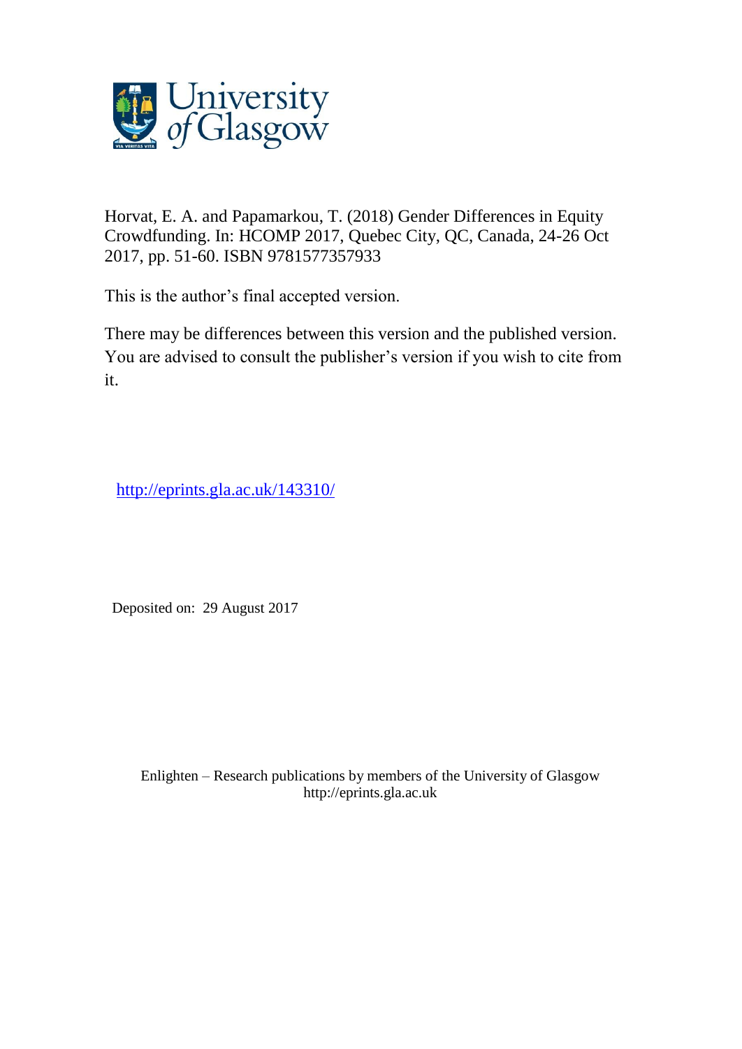Horvat, E. A. and Papamarkou, T. (2018) Gender Differences in Equity Crowdfunding. In: HCOMP 2017, Quebec City, QC, Canada, 24-26 Oct 2017, pp. 51-60. ISBN 9781577357933

This is the author's final accepted version.

There may be differences between this version and the published version. You are advised to consult the publisher's version if you wish to cite from it.

http://eprints.gla.ac.uk/143310/

Deposited on: 29 August 2017

Enlighten – Research publications by members of the University of Glasgow
http://eprints.gla.ac.uk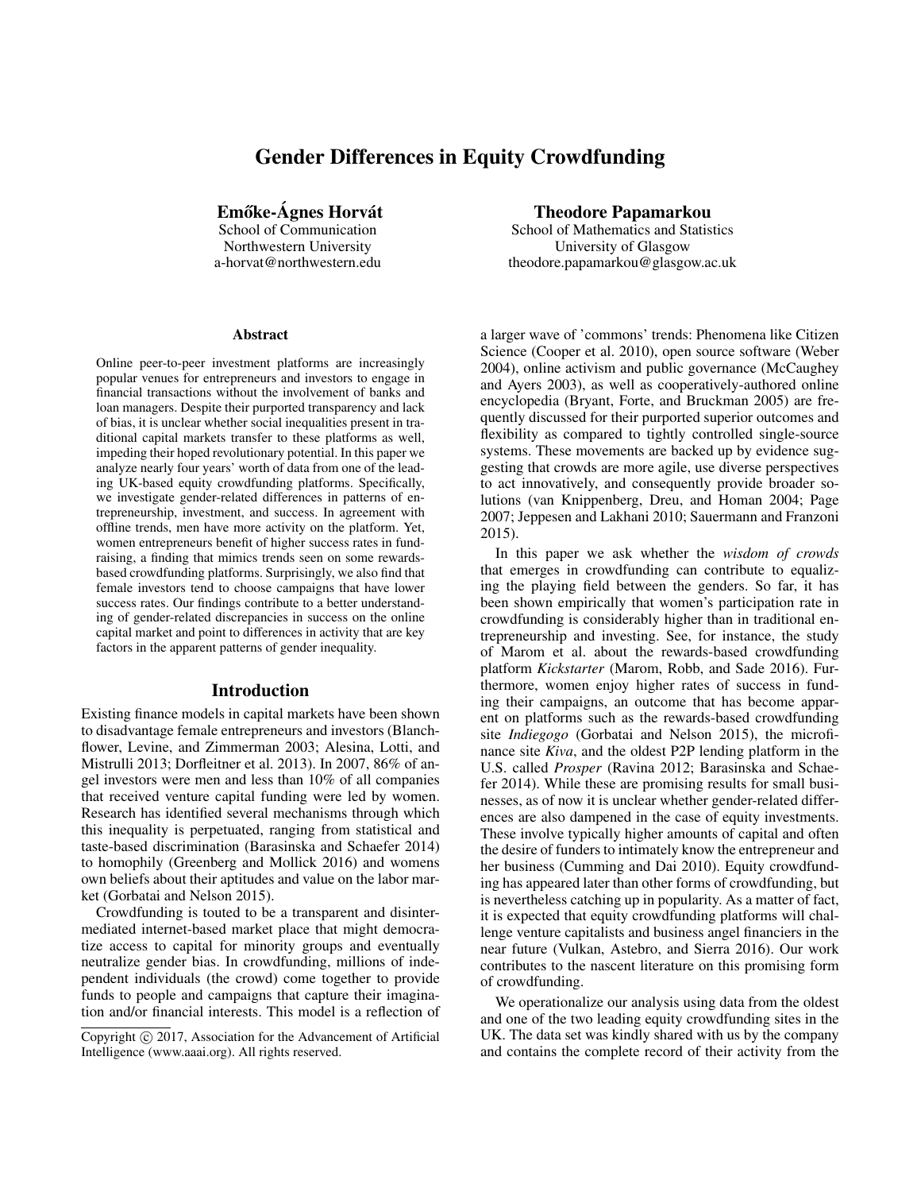# Gender Differences in Equity Crowdfunding

**Emőke-Ágnes Horvát**
School of Communication
Northwestern University
a-horvat@northwestern.edu

**Theodore Papamarkou**
School of Mathematics and Statistics
University of Glasgow
theodore.papamarkou@glasgow.ac.uk

### Abstract

Online peer-to-peer investment platforms are increasingly popular venues for entrepreneurs and investors to engage in financial transactions without the involvement of banks and loan managers. Despite their purported transparency and lack of bias, it is unclear whether social inequalities present in traditional capital markets transfer to these platforms as well, impeding their hoped revolutionary potential. In this paper we analyze nearly four years' worth of data from one of the leading UK-based equity crowdfunding platforms. Specifically, we investigate gender-related differences in patterns of entrepreneurship, investment, and success. In agreement with offline trends, men have more activity on the platform. Yet, women entrepreneurs benefit of higher success rates in fundraising, a finding that mimics trends seen on some rewards-based crowdfunding platforms. Surprisingly, we also find that female investors tend to choose campaigns that have lower success rates. Our findings contribute to a better understanding of gender-related discrepancies in success on the online capital market and point to differences in activity that are key factors in the apparent patterns of gender inequality.

## Introduction

Existing finance models in capital markets have been shown to disadvantage female entrepreneurs and investors (Blanchflower, Levine, and Zimmerman 2003; Alesina, Lotti, and Mistrulli 2013; Dorfleitner et al. 2013). In 2007, 86% of angel investors were men and less than 10% of all companies that received venture capital funding were led by women. Research has identified several mechanisms through which this inequality is perpetuated, ranging from statistical and taste-based discrimination (Barasinska and Schaefer 2014) to homophily (Greenberg and Mollick 2016) and womens own beliefs about their aptitudes and value on the labor market (Gorbatai and Nelson 2015).

Crowdfunding is touted to be a transparent and disintermediated internet-based market place that might democratize access to capital for minority groups and eventually neutralize gender bias. In crowdfunding, millions of independent individuals (the crowd) come together to provide funds to people and campaigns that capture their imagination and/or financial interests. This model is a reflection of a larger wave of 'commons' trends: Phenomena like Citizen Science (Cooper et al. 2010), open source software (Weber 2004), online activism and public governance (McCaughey and Ayers 2003), as well as cooperatively-authored online encyclopedia (Bryant, Forte, and Bruckman 2005) are frequently discussed for their purported superior outcomes and flexibility as compared to tightly controlled single-source systems. These movements are backed up by evidence suggesting that crowds are more agile, use diverse perspectives to act innovatively, and consequently provide broader solutions (van Knippenberg, Dreu, and Homan 2004; Page 2007; Jeppesen and Lakhani 2010; Sauermann and Franzoni 2015).

In this paper we ask whether the *wisdom of crowds* that emerges in crowdfunding can contribute to equalizing the playing field between the genders. So far, it has been shown empirically that women's participation rate in crowdfunding is considerably higher than in traditional entrepreneurship and investing. See, for instance, the study of Marom et al. about the rewards-based crowdfunding platform *Kickstarter* (Marom, Robb, and Sade 2016). Furthermore, women enjoy higher rates of success in funding their campaigns, an outcome that has become apparent on platforms such as the rewards-based crowdfunding site *Indiegogo* (Gorbatai and Nelson 2015), the microfinance site *Kiva*, and the oldest P2P lending platform in the U.S. called *Prosper* (Ravina 2012; Barasinska and Schaefer 2014). While these are promising results for small businesses, as of now it is unclear whether gender-related differences are also dampened in the case of equity investments. These involve typically higher amounts of capital and often the desire of funders to intimately know the entrepreneur and her business (Cumming and Dai 2010). Equity crowdfunding has appeared later than other forms of crowdfunding, but is nevertheless catching up in popularity. As a matter of fact, it is expected that equity crowdfunding platforms will challenge venture capitalists and business angel financiers in the near future (Vulkan, Astebro, and Sierra 2016). Our work contributes to the nascent literature on this promising form of crowdfunding.

We operationalize our analysis using data from the oldest and one of the two leading equity crowdfunding sites in the UK. The data set was kindly shared with us by the company and contains the complete record of their activity from the

Copyright © 2017, Association for the Advancement of Artificial Intelligence (www.aaai.org). All rights reserved.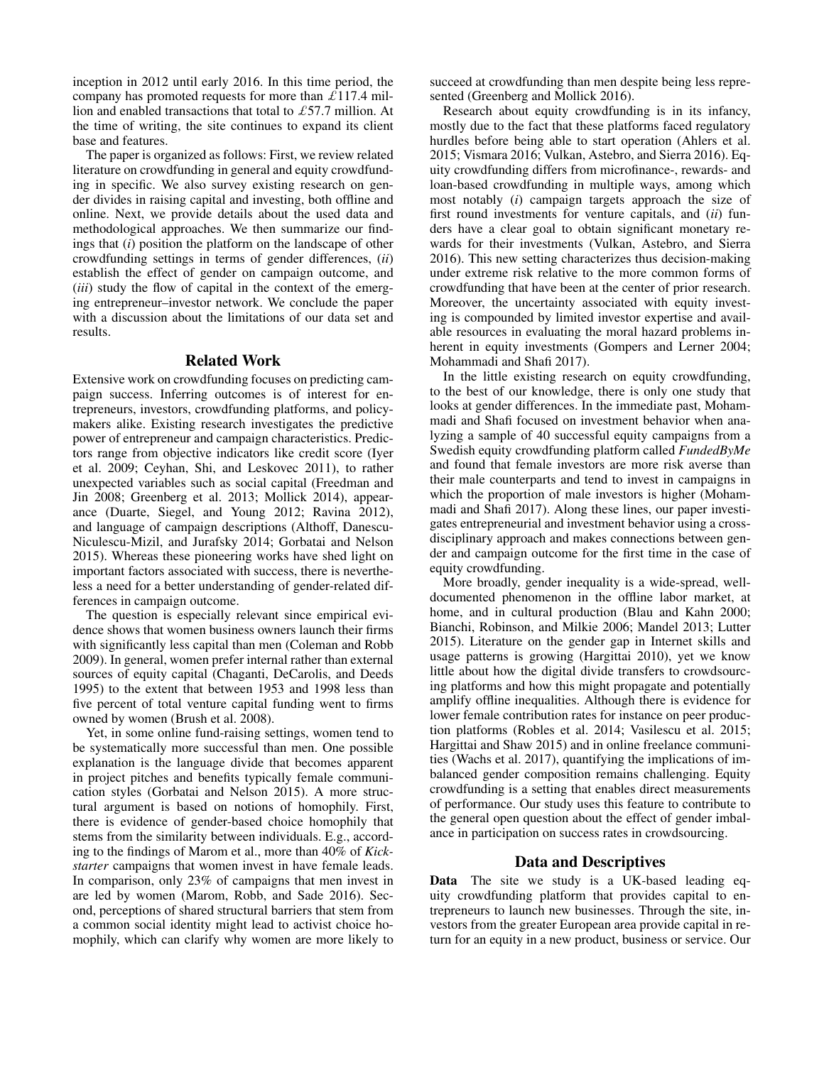inception in 2012 until early 2016. In this time period, the company has promoted requests for more than £117.4 million and enabled transactions that total to £57.7 million. At the time of writing, the site continues to expand its client base and features.

The paper is organized as follows: First, we review related literature on crowdfunding in general and equity crowdfunding in specific. We also survey existing research on gender divides in raising capital and investing, both offline and online. Next, we provide details about the used data and methodological approaches. We then summarize our findings that (*i*) position the platform on the landscape of other crowdfunding settings in terms of gender differences, (*ii*) establish the effect of gender on campaign outcome, and (*iii*) study the flow of capital in the context of the emerging entrepreneur–investor network. We conclude the paper with a discussion about the limitations of our data set and results.

## Related Work

Extensive work on crowdfunding focuses on predicting campaign success. Inferring outcomes is of interest for entrepreneurs, investors, crowdfunding platforms, and policymakers alike. Existing research investigates the predictive power of entrepreneur and campaign characteristics. Predictors range from objective indicators like credit score (Iyer et al. 2009; Ceyhan, Shi, and Leskovec 2011), to rather unexpected variables such as social capital (Freedman and Jin 2008; Greenberg et al. 2013; Mollick 2014), appearance (Duarte, Siegel, and Young 2012; Ravina 2012), and language of campaign descriptions (Althoff, Danescu-Niculescu-Mizil, and Jurafsky 2014; Gorbatai and Nelson 2015). Whereas these pioneering works have shed light on important factors associated with success, there is nevertheless a need for a better understanding of gender-related differences in campaign outcome.

The question is especially relevant since empirical evidence shows that women business owners launch their firms with significantly less capital than men (Coleman and Robb 2009). In general, women prefer internal rather than external sources of equity capital (Chaganti, DeCarolis, and Deeds 1995) to the extent that between 1953 and 1998 less than five percent of total venture capital funding went to firms owned by women (Brush et al. 2008).

Yet, in some online fund-raising settings, women tend to be systematically more successful than men. One possible explanation is the language divide that becomes apparent in project pitches and benefits typically female communication styles (Gorbatai and Nelson 2015). A more structural argument is based on notions of homophily. First, there is evidence of gender-based choice homophily that stems from the similarity between individuals. E.g., according to the findings of Marom et al., more than 40% of *Kickstarter* campaigns that women invest in have female leads. In comparison, only 23% of campaigns that men invest in are led by women (Marom, Robb, and Sade 2016). Second, perceptions of shared structural barriers that stem from a common social identity might lead to activist choice homophily, which can clarify why women are more likely to succeed at crowdfunding than men despite being less represented (Greenberg and Mollick 2016).

Research about equity crowdfunding is in its infancy, mostly due to the fact that these platforms faced regulatory hurdles before being able to start operation (Ahlers et al. 2015; Vismara 2016; Vulkan, Astebro, and Sierra 2016). Equity crowdfunding differs from microfinance-, rewards- and loan-based crowdfunding in multiple ways, among which most notably (*i*) campaign targets approach the size of first round investments for venture capitals, and (*ii*) funders have a clear goal to obtain significant monetary rewards for their investments (Vulkan, Astebro, and Sierra 2016). This new setting characterizes thus decision-making under extreme risk relative to the more common forms of crowdfunding that have been at the center of prior research. Moreover, the uncertainty associated with equity investing is compounded by limited investor expertise and available resources in evaluating the moral hazard problems inherent in equity investments (Gompers and Lerner 2004; Mohammadi and Shafi 2017).

In the little existing research on equity crowdfunding, to the best of our knowledge, there is only one study that looks at gender differences. In the immediate past, Mohammadi and Shafi focused on investment behavior when analyzing a sample of 40 successful equity campaigns from a Swedish equity crowdfunding platform called *FundedByMe* and found that female investors are more risk averse than their male counterparts and tend to invest in campaigns in which the proportion of male investors is higher (Mohammadi and Shafi 2017). Along these lines, our paper investigates entrepreneurial and investment behavior using a cross-disciplinary approach and makes connections between gender and campaign outcome for the first time in the case of equity crowdfunding.

More broadly, gender inequality is a wide-spread, well-documented phenomenon in the offline labor market, at home, and in cultural production (Blau and Kahn 2000; Bianchi, Robinson, and Milkie 2006; Mandel 2013; Lutter 2015). Literature on the gender gap in Internet skills and usage patterns is growing (Hargittai 2010), yet we know little about how the digital divide transfers to crowdsourcing platforms and how this might propagate and potentially amplify offline inequalities. Although there is evidence for lower female contribution rates for instance on peer production platforms (Robles et al. 2014; Vasilescu et al. 2015; Hargittai and Shaw 2015) and in online freelance communities (Wachs et al. 2017), quantifying the implications of imbalanced gender composition remains challenging. Equity crowdfunding is a setting that enables direct measurements of performance. Our study uses this feature to contribute to the general open question about the effect of gender imbalance in participation on success rates in crowdsourcing.

## Data and Descriptives

**Data** The site we study is a UK-based leading equity crowdfunding platform that provides capital to entrepreneurs to launch new businesses. Through the site, investors from the greater European area provide capital in return for an equity in a new product, business or service. Our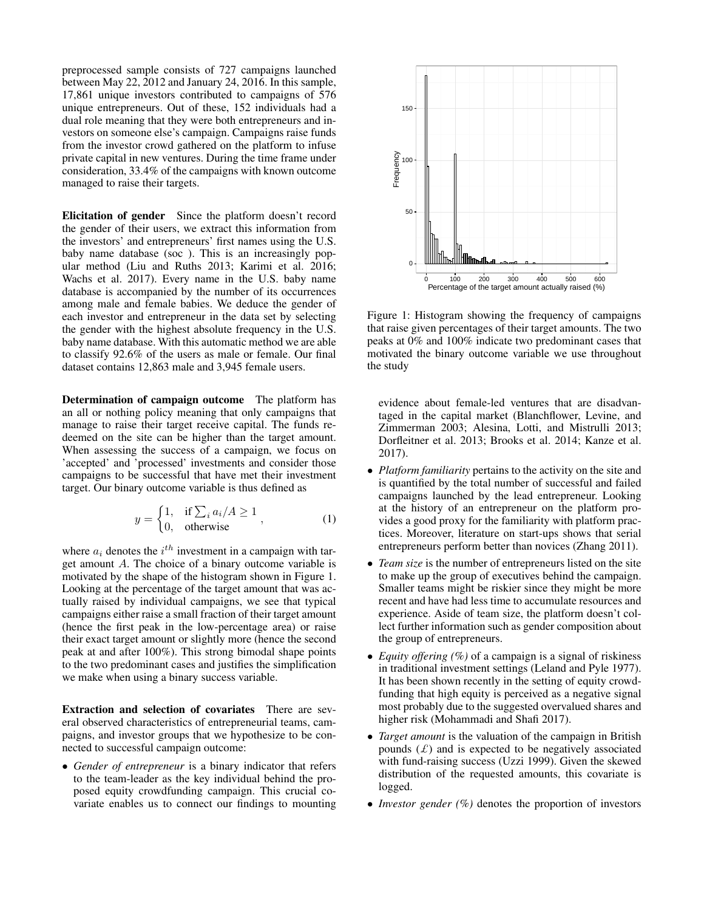preprocessed sample consists of 727 campaigns launched between May 22, 2012 and January 24, 2016. In this sample, 17,861 unique investors contributed to campaigns of 576 unique entrepreneurs. Out of these, 152 individuals had a dual role meaning that they were both entrepreneurs and investors on someone else's campaign. Campaigns raise funds from the investor crowd gathered on the platform to infuse private capital in new ventures. During the time frame under consideration, 33.4% of the campaigns with known outcome managed to raise their targets.

**Elicitation of gender** Since the platform doesn't record the gender of their users, we extract this information from the investors' and entrepreneurs' first names using the U.S. baby name database (soc ). This is an increasingly popular method (Liu and Ruths 2013; Karimi et al. 2016; Wachs et al. 2017). Every name in the U.S. baby name database is accompanied by the number of its occurrences among male and female babies. We deduce the gender of each investor and entrepreneur in the data set by selecting the gender with the highest absolute frequency in the U.S. baby name database. With this automatic method we are able to classify 92.6% of the users as male or female. Our final dataset contains 12,863 male and 3,945 female users.

**Determination of campaign outcome** The platform has an all or nothing policy meaning that only campaigns that manage to raise their target receive capital. The funds redeemed on the site can be higher than the target amount. When assessing the success of a campaign, we focus on 'accepted' and 'processed' investments and consider those campaigns to be successful that have met their investment target. Our binary outcome variable is thus defined as

$$y = \begin{cases} 1, & \text{if } \sum_i a_i/A \geq 1 \\ 0, & \text{otherwise} \end{cases}, \tag{1}$$

where $a_i$ denotes the $i^{th}$ investment in a campaign with target amount $A$. The choice of a binary outcome variable is motivated by the shape of the histogram shown in Figure 1. Looking at the percentage of the target amount that was actually raised by individual campaigns, we see that typical campaigns either raise a small fraction of their target amount (hence the first peak in the low-percentage area) or raise their exact target amount or slightly more (hence the second peak at and after 100%). This strong bimodal shape points to the two predominant cases and justifies the simplification we make when using a binary success variable.

**Extraction and selection of covariates** There are several observed characteristics of entrepreneurial teams, campaigns, and investor groups that we hypothesize to be connected to successful campaign outcome:

- *Gender of entrepreneur* is a binary indicator that refers to the team-leader as the key individual behind the proposed equity crowdfunding campaign. This crucial covariate enables us to connect our findings to mounting evidence about female-led ventures that are disadvantaged in the capital market (Blanchflower, Levine, and Zimmerman 2003; Alesina, Lotti, and Mistrulli 2013; Dorfleitner et al. 2013; Brooks et al. 2014; Kanze et al. 2017).

Figure 1: Histogram showing the frequency of campaigns that raise given percentages of their target amounts. The two peaks at 0% and 100% indicate two predominant cases that motivated the binary outcome variable we use throughout the study

- *Platform familiarity* pertains to the activity on the site and is quantified by the total number of successful and failed campaigns launched by the lead entrepreneur. Looking at the history of an entrepreneur on the platform provides a good proxy for the familiarity with platform practices. Moreover, literature on start-ups shows that serial entrepreneurs perform better than novices (Zhang 2011).
- *Team size* is the number of entrepreneurs listed on the site to make up the group of executives behind the campaign. Smaller teams might be riskier since they might be more recent and have had less time to accumulate resources and experience. Aside of team size, the platform doesn't collect further information such as gender composition about the group of entrepreneurs.
- *Equity offering (%)* of a campaign is a signal of riskiness in traditional investment settings (Leland and Pyle 1977). It has been shown recently in the setting of equity crowdfunding that high equity is perceived as a negative signal most probably due to the suggested overvalued shares and higher risk (Mohammadi and Shafi 2017).
- *Target amount* is the valuation of the campaign in British pounds (£) and is expected to be negatively associated with fund-raising success (Uzzi 1999). Given the skewed distribution of the requested amounts, this covariate is logged.
- *Investor gender (%)* denotes the proportion of investors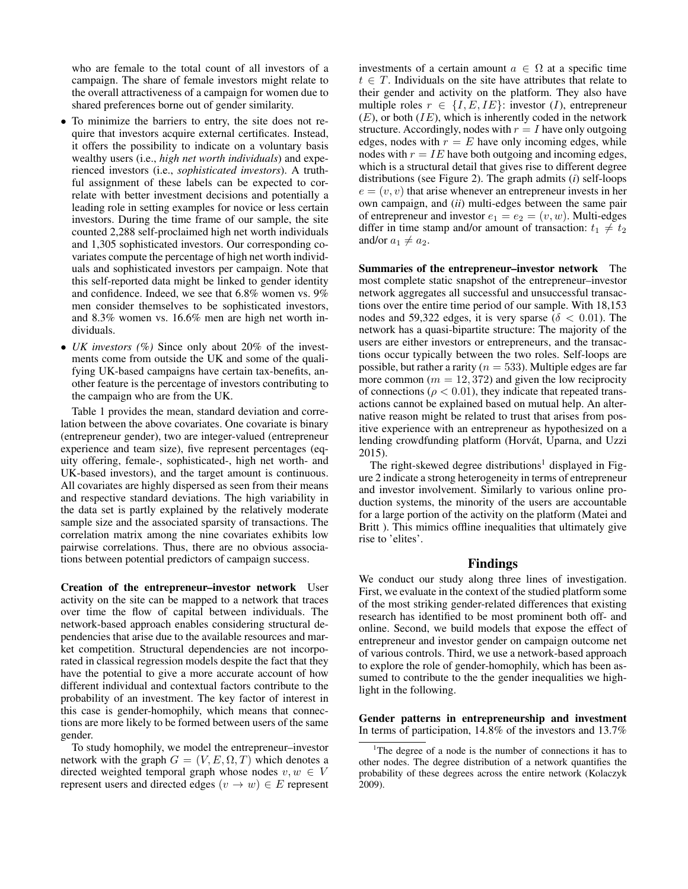who are female to the total count of all investors of a campaign. The share of female investors might relate to the overall attractiveness of a campaign for women due to shared preferences borne out of gender similarity.

- To minimize the barriers to entry, the site does not require that investors acquire external certificates. Instead, it offers the possibility to indicate on a voluntary basis wealthy users (i.e., *high net worth individuals*) and experienced investors (i.e., *sophisticated investors*). A truthful assignment of these labels can be expected to correlate with better investment decisions and potentially a leading role in setting examples for novice or less certain investors. During the time frame of our sample, the site counted 2,288 self-proclaimed high net worth individuals and 1,305 sophisticated investors. Our corresponding covariates compute the percentage of high net worth individuals and sophisticated investors per campaign. Note that this self-reported data might be linked to gender identity and confidence. Indeed, we see that 6.8% women vs. 9% men consider themselves to be sophisticated investors, and 8.3% women vs. 16.6% men are high net worth individuals.
- *UK investors (%)* Since only about 20% of the investments come from outside the UK and some of the qualifying UK-based campaigns have certain tax-benefits, another feature is the percentage of investors contributing to the campaign who are from the UK.

Table 1 provides the mean, standard deviation and correlation between the above covariates. One covariate is binary (entrepreneur gender), two are integer-valued (entrepreneur experience and team size), five represent percentages (equity offering, female-, sophisticated-, high net worth- and UK-based investors), and the target amount is continuous. All covariates are highly dispersed as seen from their means and respective standard deviations. The high variability in the data set is partly explained by the relatively moderate sample size and the associated sparsity of transactions. The correlation matrix among the nine covariates exhibits low pairwise correlations. Thus, there are no obvious associations between potential predictors of campaign success.

**Creation of the entrepreneur–investor network** User activity on the site can be mapped to a network that traces over time the flow of capital between individuals. The network-based approach enables considering structural dependencies that arise due to the available resources and market competition. Structural dependencies are not incorporated in classical regression models despite the fact that they have the potential to give a more accurate account of how different individual and contextual factors contribute to the probability of an investment. The key factor of interest in this case is gender-homophily, which means that connections are more likely to be formed between users of the same gender.

To study homophily, we model the entrepreneur–investor network with the graph $G = (V, E, \Omega, T)$ which denotes a directed weighted temporal graph whose nodes $v, w \in V$ represent users and directed edges $(v \rightarrow w) \in E$ represent investments of a certain amount $a \in \Omega$ at a specific time $t \in T$. Individuals on the site have attributes that relate to their gender and activity on the platform. They also have multiple roles $r \in \{I, E, IE\}$: investor ($I$), entrepreneur ($E$), or both ($IE$), which is inherently coded in the network structure. Accordingly, nodes with $r = I$ have only outgoing edges, nodes with $r = E$ have only incoming edges, while nodes with $r = IE$ have both outgoing and incoming edges, which is a structural detail that gives rise to different degree distributions (see Figure 2). The graph admits (*i*) self-loops $e = (v, v)$ that arise whenever an entrepreneur invests in her own campaign, and (*ii*) multi-edges between the same pair of entrepreneur and investor $e_1 = e_2 = (v, w)$. Multi-edges differ in time stamp and/or amount of transaction: $t_1 \neq t_2$ and/or $a_1 \neq a_2$.

**Summaries of the entrepreneur–investor network** The most complete static snapshot of the entrepreneur–investor network aggregates all successful and unsuccessful transactions over the entire time period of our sample. With 18,153 nodes and 59,322 edges, it is very sparse ($\delta < 0.01$). The network has a quasi-bipartite structure: The majority of the users are either investors or entrepreneurs, and the transactions occur typically between the two roles. Self-loops are possible, but rather a rarity ($n = 533$). Multiple edges are far more common ($m = 12,372$) and given the low reciprocity of connections ($\rho < 0.01$), they indicate that repeated transactions cannot be explained based on mutual help. An alternative reason might be related to trust that arises from positive experience with an entrepreneur as hypothesized on a lending crowdfunding platform (Horvát, Uparna, and Uzzi 2015).

The right-skewed degree distributions[1] displayed in Figure 2 indicate a strong heterogeneity in terms of entrepreneur and investor involvement. Similarly to various online production systems, the minority of the users are accountable for a large portion of the activity on the platform (Matei and Britt ). This mimics offline inequalities that ultimately give rise to 'elites'.

## Findings

We conduct our study along three lines of investigation. First, we evaluate in the context of the studied platform some of the most striking gender-related differences that existing research has identified to be most prominent both off- and online. Second, we build models that expose the effect of entrepreneur and investor gender on campaign outcome net of various controls. Third, we use a network-based approach to explore the role of gender-homophily, which has been assumed to contribute to the the gender inequalities we highlight in the following.

**Gender patterns in entrepreneurship and investment** In terms of participation, 14.8% of the investors and 13.7%

[1] The degree of a node is the number of connections it has to other nodes. The degree distribution of a network quantifies the probability of these degrees across the entire network (Kolaczyk 2009).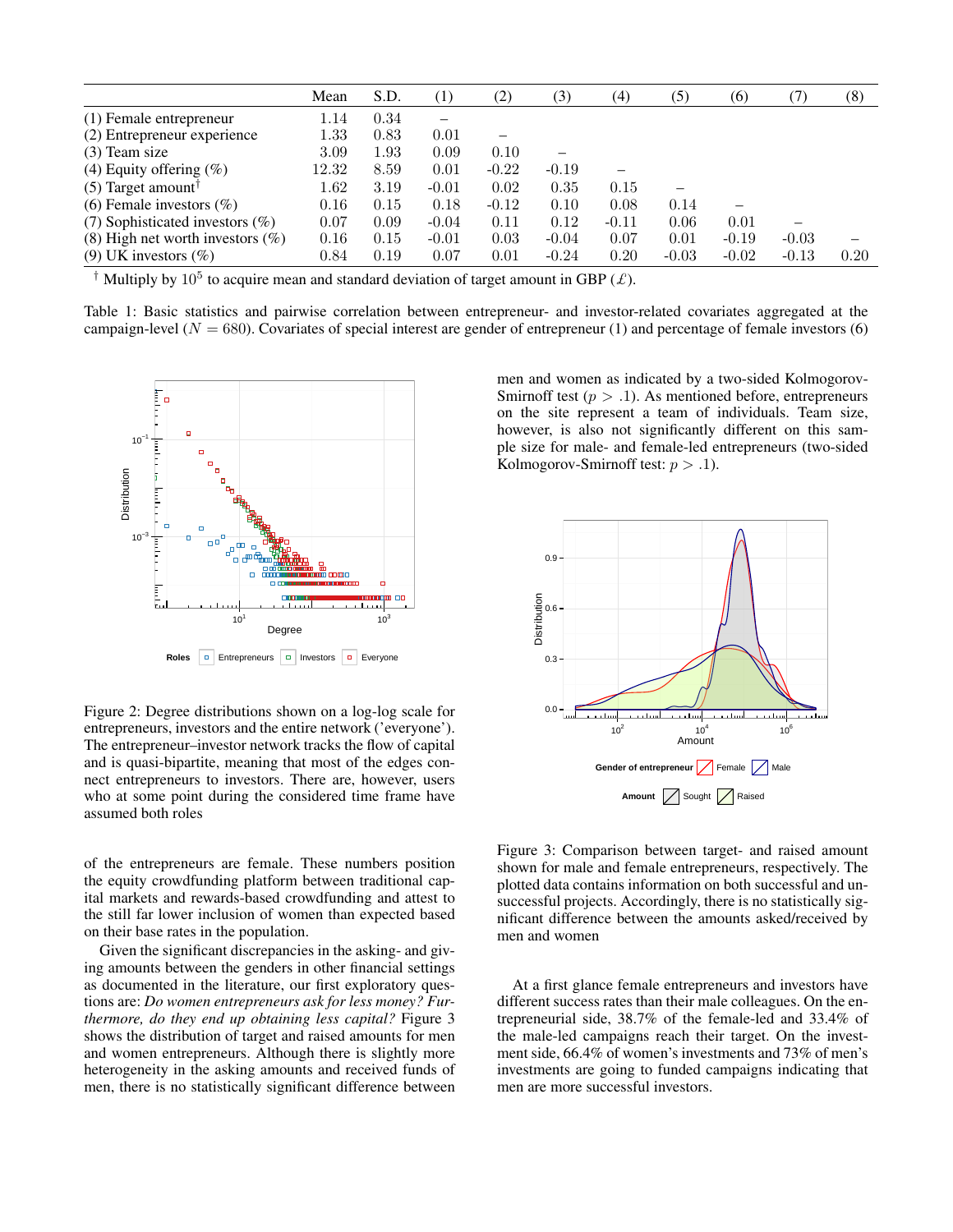|  | Mean | S.D. | (1) | (2) | (3) | (4) | (5) | (6) | (7) | (8) |
|---|---|---|---|---|---|---|---|---|---|---|
| (1) Female entrepreneur | 1.14 | 0.34 | – |  |  |  |  |  |  |  |
| (2) Entrepreneur experience | 1.33 | 0.83 | 0.01 | – |  |  |  |  |  |  |
| (3) Team size | 3.09 | 1.93 | 0.09 | 0.10 | – |  |  |  |  |  |
| (4) Equity offering (%) | 12.32 | 8.59 | 0.01 | -0.22 | -0.19 | – |  |  |  |  |
| (5) Target amount† | 1.62 | 3.19 | -0.01 | 0.02 | 0.35 | 0.15 | – |  |  |  |
| (6) Female investors (%) | 0.16 | 0.15 | 0.18 | -0.12 | 0.10 | 0.08 | 0.14 | – |  |  |
| (7) Sophisticated investors (%) | 0.07 | 0.09 | -0.04 | 0.11 | 0.12 | -0.11 | 0.06 | 0.01 | – |  |
| (8) High net worth investors (%) | 0.16 | 0.15 | -0.01 | 0.03 | -0.04 | 0.07 | 0.01 | -0.19 | -0.03 | – |
| (9) UK investors (%) | 0.84 | 0.19 | 0.07 | 0.01 | -0.24 | 0.20 | -0.03 | -0.02 | -0.13 | 0.20 |

† Multiply by $10^5$ to acquire mean and standard deviation of target amount in GBP (£).

Table 1: Basic statistics and pairwise correlation between entrepreneur- and investor-related covariates aggregated at the campaign-level ($N = 680$). Covariates of special interest are gender of entrepreneur (1) and percentage of female investors (6)

Figure 2: Degree distributions shown on a log-log scale for entrepreneurs, investors and the entire network ('everyone'). The entrepreneur–investor network tracks the flow of capital and is quasi-bipartite, meaning that most of the edges connect entrepreneurs to investors. There are, however, users who at some point during the considered time frame have assumed both roles

of the entrepreneurs are female. These numbers position the equity crowdfunding platform between traditional capital markets and rewards-based crowdfunding and attest to the still far lower inclusion of women than expected based on their base rates in the population.

Given the significant discrepancies in the asking- and giving amounts between the genders in other financial settings as documented in the literature, our first exploratory questions are: *Do women entrepreneurs ask for less money? Furthermore, do they end up obtaining less capital?* Figure 3 shows the distribution of target and raised amounts for men and women entrepreneurs. Although there is slightly more heterogeneity in the asking amounts and received funds of men, there is no statistically significant difference between men and women as indicated by a two-sided Kolmogorov-Smirnoff test ($p > .1$). As mentioned before, entrepreneurs on the site represent a team of individuals. Team size, however, is also not significantly different on this sample size for male- and female-led entrepreneurs (two-sided Kolmogorov-Smirnoff test: $p > .1$).

Figure 3: Comparison between target- and raised amount shown for male and female entrepreneurs, respectively. The plotted data contains information on both successful and unsuccessful projects. Accordingly, there is no statistically significant difference between the amounts asked/received by men and women

At a first glance female entrepreneurs and investors have different success rates than their male colleagues. On the entrepreneurial side, 38.7% of the female-led and 33.4% of the male-led campaigns reach their target. On the investment side, 66.4% of women's investments and 73% of men's investments are going to funded campaigns indicating that men are more successful investors.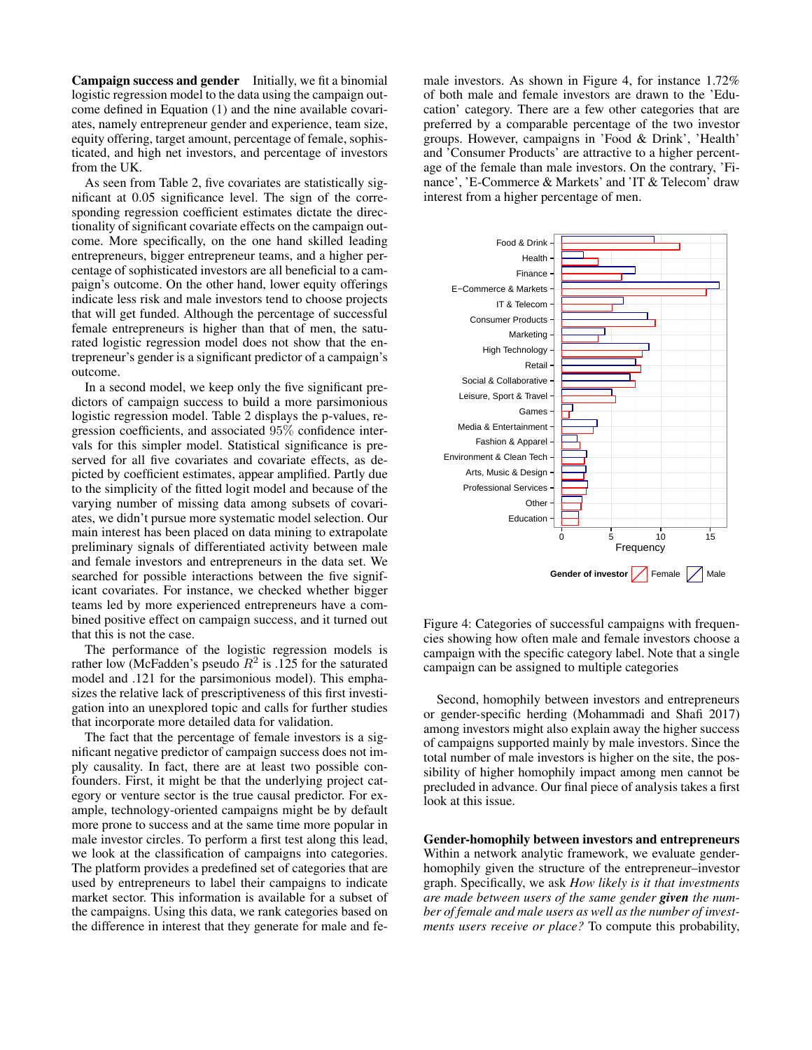**Campaign success and gender** Initially, we fit a binomial logistic regression model to the data using the campaign outcome defined in Equation (1) and the nine available covariates, namely entrepreneur gender and experience, team size, equity offering, target amount, percentage of female, sophisticated, and high net investors, and percentage of investors from the UK.

As seen from Table 2, five covariates are statistically significant at 0.05 significance level. The sign of the corresponding regression coefficient estimates dictate the directionality of significant covariate effects on the campaign outcome. More specifically, on the one hand skilled leading entrepreneurs, bigger entrepreneur teams, and a higher percentage of sophisticated investors are all beneficial to a campaign's outcome. On the other hand, lower equity offerings indicate less risk and male investors tend to choose projects that will get funded. Although the percentage of successful female entrepreneurs is higher than that of men, the saturated logistic regression model does not show that the entrepreneur's gender is a significant predictor of a campaign's outcome.

In a second model, we keep only the five significant predictors of campaign success to build a more parsimonious logistic regression model. Table 2 displays the p-values, regression coefficients, and associated 95% confidence intervals for this simpler model. Statistical significance is preserved for all five covariates and covariate effects, as depicted by coefficient estimates, appear amplified. Partly due to the simplicity of the fitted logit model and because of the varying number of missing data among subsets of covariates, we didn't pursue more systematic model selection. Our main interest has been placed on data mining to extrapolate preliminary signals of differentiated activity between male and female investors and entrepreneurs in the data set. We searched for possible interactions between the five significant covariates. For instance, we checked whether bigger teams led by more experienced entrepreneurs have a combined positive effect on campaign success, and it turned out that this is not the case.

The performance of the logistic regression models is rather low (McFadden's pseudo $R^2$ is .125 for the saturated model and .121 for the parsimonious model). This emphasizes the relative lack of prescriptiveness of this first investigation into an unexplored topic and calls for further studies that incorporate more detailed data for validation.

The fact that the percentage of female investors is a significant negative predictor of campaign success does not imply causality. In fact, there are at least two possible confounders. First, it might be that the underlying project category or venture sector is the true causal predictor. For example, technology-oriented campaigns might be by default more prone to success and at the same time more popular in male investor circles. To perform a first test along this lead, we look at the classification of campaigns into categories. The platform provides a predefined set of categories that are used by entrepreneurs to label their campaigns to indicate market sector. This information is available for a subset of the campaigns. Using this data, we rank categories based on the difference in interest that they generate for male and female investors. As shown in Figure 4, for instance 1.72% of both male and female investors are drawn to the 'Education' category. There are a few other categories that are preferred by a comparable percentage of the two investor groups. However, campaigns in 'Food & Drink', 'Health' and 'Consumer Products' are attractive to a higher percentage of the female than male investors. On the contrary, 'Finance', 'E-Commerce & Markets' and 'IT & Telecom' draw interest from a higher percentage of men.

Figure 4: Categories of successful campaigns with frequencies showing how often male and female investors choose a campaign with the specific category label. Note that a single campaign can be assigned to multiple categories

Second, homophily between investors and entrepreneurs or gender-specific herding (Mohammadi and Shafi 2017) among investors might also explain away the higher success of campaigns supported mainly by male investors. Since the total number of male investors is higher on the site, the possibility of higher homophily impact among men cannot be precluded in advance. Our final piece of analysis takes a first look at this issue.

**Gender-homophily between investors and entrepreneurs** Within a network analytic framework, we evaluate gender-homophily given the structure of the entrepreneur–investor graph. Specifically, we ask *How likely is it that investments are made between users of the same gender* ***given*** *the number of female and male users as well as the number of investments users receive or place?* To compute this probability,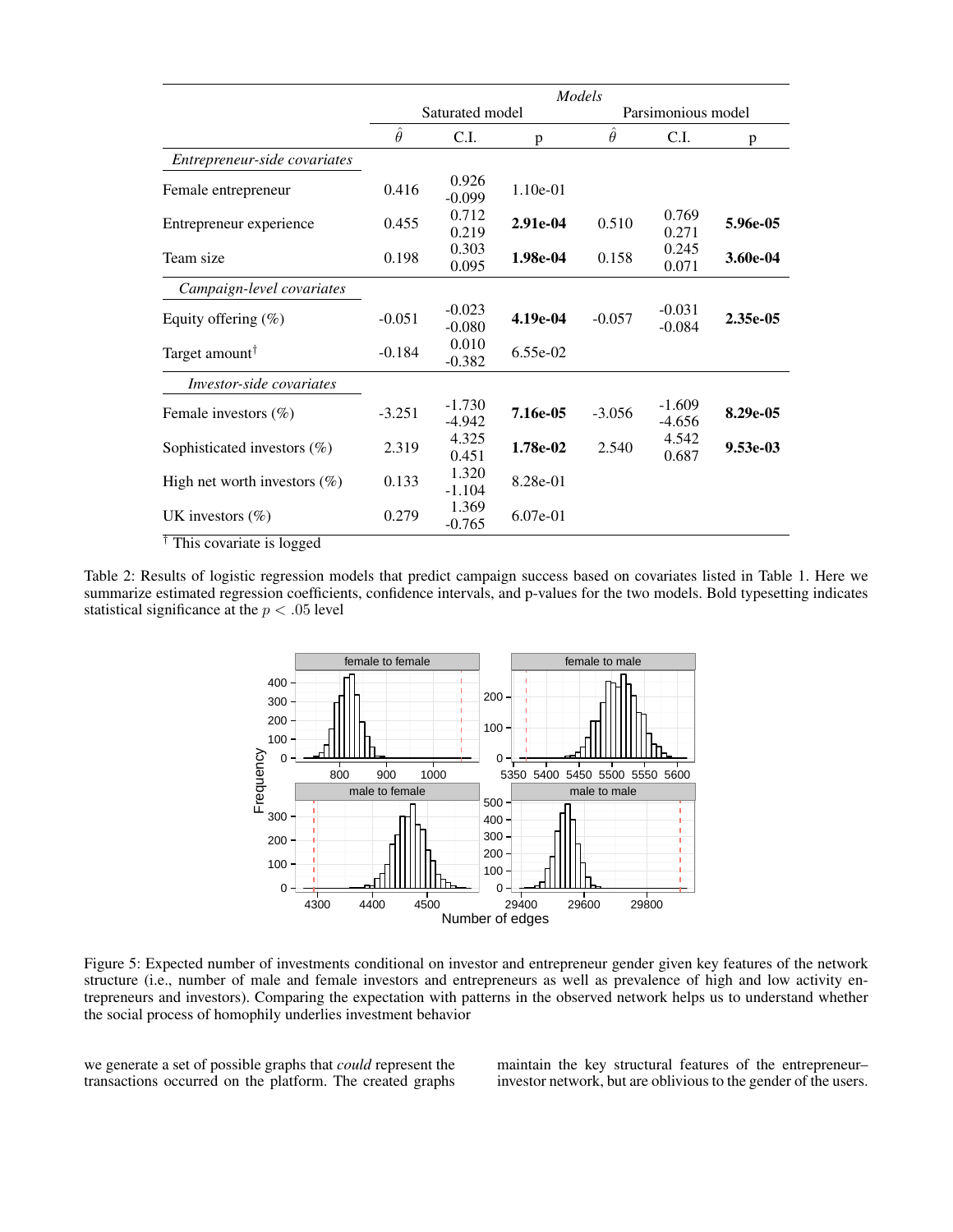| | *Models* | | | | | |
|---|---|---|---|---|---|---|
| | Saturated model | | | Parsimonious model | | |
| | $\hat{\theta}$ | C.I. | p | $\hat{\theta}$ | C.I. | p |
| *Entrepreneur-side covariates* | | | | | | |
| Female entrepreneur | 0.416 | 0.926 -0.099 | 1.10e-01 | | | |
| Entrepreneur experience | 0.455 | 0.712 0.219 | **2.91e-04** | 0.510 | 0.769 0.271 | **5.96e-05** |
| Team size | 0.198 | 0.303 0.095 | **1.98e-04** | 0.158 | 0.245 0.071 | **3.60e-04** |
| *Campaign-level covariates* | | | | | | |
| Equity offering (%) | -0.051 | -0.023 -0.080 | **4.19e-04** | -0.057 | -0.031 -0.084 | **2.35e-05** |
| Target amount† | -0.184 | 0.010 -0.382 | 6.55e-02 | | | |
| *Investor-side covariates* | | | | | | |
| Female investors (%) | -3.251 | -1.730 -4.942 | **7.16e-05** | -3.056 | -1.609 -4.656 | **8.29e-05** |
| Sophisticated investors (%) | 2.319 | 4.325 0.451 | **1.78e-02** | 2.540 | 4.542 0.687 | **9.53e-03** |
| High net worth investors (%) | 0.133 | 1.320 -1.104 | 8.28e-01 | | | |
| UK investors (%) | 0.279 | 1.369 -0.765 | 6.07e-01 | | | |

† This covariate is logged

Table 2: Results of logistic regression models that predict campaign success based on covariates listed in Table 1. Here we summarize estimated regression coefficients, confidence intervals, and p-values for the two models. Bold typesetting indicates statistical significance at the $p < .05$ level

Figure 5: Expected number of investments conditional on investor and entrepreneur gender given key features of the network structure (i.e., number of male and female investors and entrepreneurs as well as prevalence of high and low activity entrepreneurs and investors). Comparing the expectation with patterns in the observed network helps us to understand whether the social process of homophily underlies investment behavior

we generate a set of possible graphs that *could* represent the transactions occurred on the platform. The created graphs maintain the key structural features of the entrepreneur–investor network, but are oblivious to the gender of the users.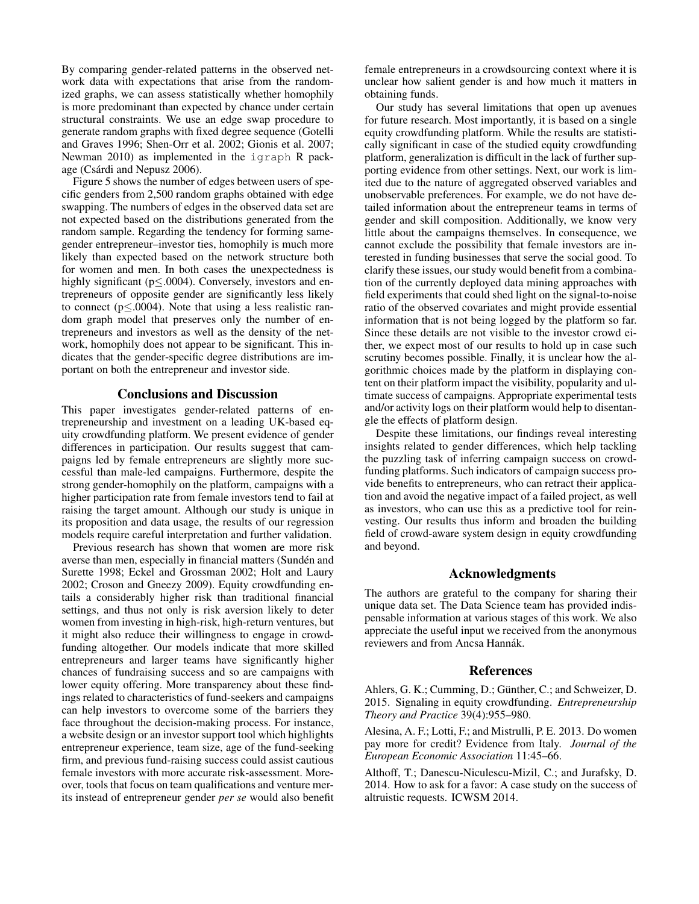By comparing gender-related patterns in the observed network data with expectations that arise from the randomized graphs, we can assess statistically whether homophily is more predominant than expected by chance under certain structural constraints. We use an edge swap procedure to generate random graphs with fixed degree sequence (Gotelli and Graves 1996; Shen-Orr et al. 2002; Gionis et al. 2007; Newman 2010) as implemented in the `igraph` R package (Csárdi and Nepusz 2006).

Figure 5 shows the number of edges between users of specific genders from 2,500 random graphs obtained with edge swapping. The numbers of edges in the observed data set are not expected based on the distributions generated from the random sample. Regarding the tendency for forming same-gender entrepreneur–investor ties, homophily is much more likely than expected based on the network structure both for women and men. In both cases the unexpectedness is highly significant ($p \leq .0004$). Conversely, investors and entrepreneurs of opposite gender are significantly less likely to connect ($p \leq .0004$). Note that using a less realistic random graph model that preserves only the number of entrepreneurs and investors as well as the density of the network, homophily does not appear to be significant. This indicates that the gender-specific degree distributions are important on both the entrepreneur and investor side.

## Conclusions and Discussion

This paper investigates gender-related patterns of entrepreneurship and investment on a leading UK-based equity crowdfunding platform. We present evidence of gender differences in participation. Our results suggest that campaigns led by female entrepreneurs are slightly more successful than male-led campaigns. Furthermore, despite the strong gender-homophily on the platform, campaigns with a higher participation rate from female investors tend to fail at raising the target amount. Although our study is unique in its proposition and data usage, the results of our regression models require careful interpretation and further validation.

Previous research has shown that women are more risk averse than men, especially in financial matters (Sundén and Surette 1998; Eckel and Grossman 2002; Holt and Laury 2002; Croson and Gneezy 2009). Equity crowdfunding entails a considerably higher risk than traditional financial settings, and thus not only is risk aversion likely to deter women from investing in high-risk, high-return ventures, but it might also reduce their willingness to engage in crowdfunding altogether. Our models indicate that more skilled entrepreneurs and larger teams have significantly higher chances of fundraising success and so are campaigns with lower equity offering. More transparency about these findings related to characteristics of fund-seekers and campaigns can help investors to overcome some of the barriers they face throughout the decision-making process. For instance, a website design or an investor support tool which highlights entrepreneur experience, team size, age of the fund-seeking firm, and previous fund-raising success could assist cautious female investors with more accurate risk-assessment. Moreover, tools that focus on team qualifications and venture merits instead of entrepreneur gender *per se* would also benefit female entrepreneurs in a crowdsourcing context where it is unclear how salient gender is and how much it matters in obtaining funds.

Our study has several limitations that open up avenues for future research. Most importantly, it is based on a single equity crowdfunding platform. While the results are statistically significant in case of the studied equity crowdfunding platform, generalization is difficult in the lack of further supporting evidence from other settings. Next, our work is limited due to the nature of aggregated observed variables and unobservable preferences. For example, we do not have detailed information about the entrepreneur teams in terms of gender and skill composition. Additionally, we know very little about the campaigns themselves. In consequence, we cannot exclude the possibility that female investors are interested in funding businesses that serve the social good. To clarify these issues, our study would benefit from a combination of the currently deployed data mining approaches with field experiments that could shed light on the signal-to-noise ratio of the observed covariates and might provide essential information that is not being logged by the platform so far. Since these details are not visible to the investor crowd either, we expect most of our results to hold up in case such scrutiny becomes possible. Finally, it is unclear how the algorithmic choices made by the platform in displaying content on their platform impact the visibility, popularity and ultimate success of campaigns. Appropriate experimental tests and/or activity logs on their platform would help to disentangle the effects of platform design.

Despite these limitations, our findings reveal interesting insights related to gender differences, which help tackling the puzzling task of inferring campaign success on crowdfunding platforms. Such indicators of campaign success provide benefits to entrepreneurs, who can retract their application and avoid the negative impact of a failed project, as well as investors, who can use this as a predictive tool for reinvesting. Our results thus inform and broaden the building field of crowd-aware system design in equity crowdfunding and beyond.

## Acknowledgments

The authors are grateful to the company for sharing their unique data set. The Data Science team has provided indispensable information at various stages of this work. We also appreciate the useful input we received from the anonymous reviewers and from Ancsa Hannák.

## References

Ahlers, G. K.; Cumming, D.; Günther, C.; and Schweizer, D. 2015. Signaling in equity crowdfunding. *Entrepreneurship Theory and Practice* 39(4):955–980.

Alesina, A. F.; Lotti, F.; and Mistrulli, P. E. 2013. Do women pay more for credit? Evidence from Italy. *Journal of the European Economic Association* 11:45–66.

Althoff, T.; Danescu-Niculescu-Mizil, C.; and Jurafsky, D. 2014. How to ask for a favor: A case study on the success of altruistic requests. ICWSM 2014.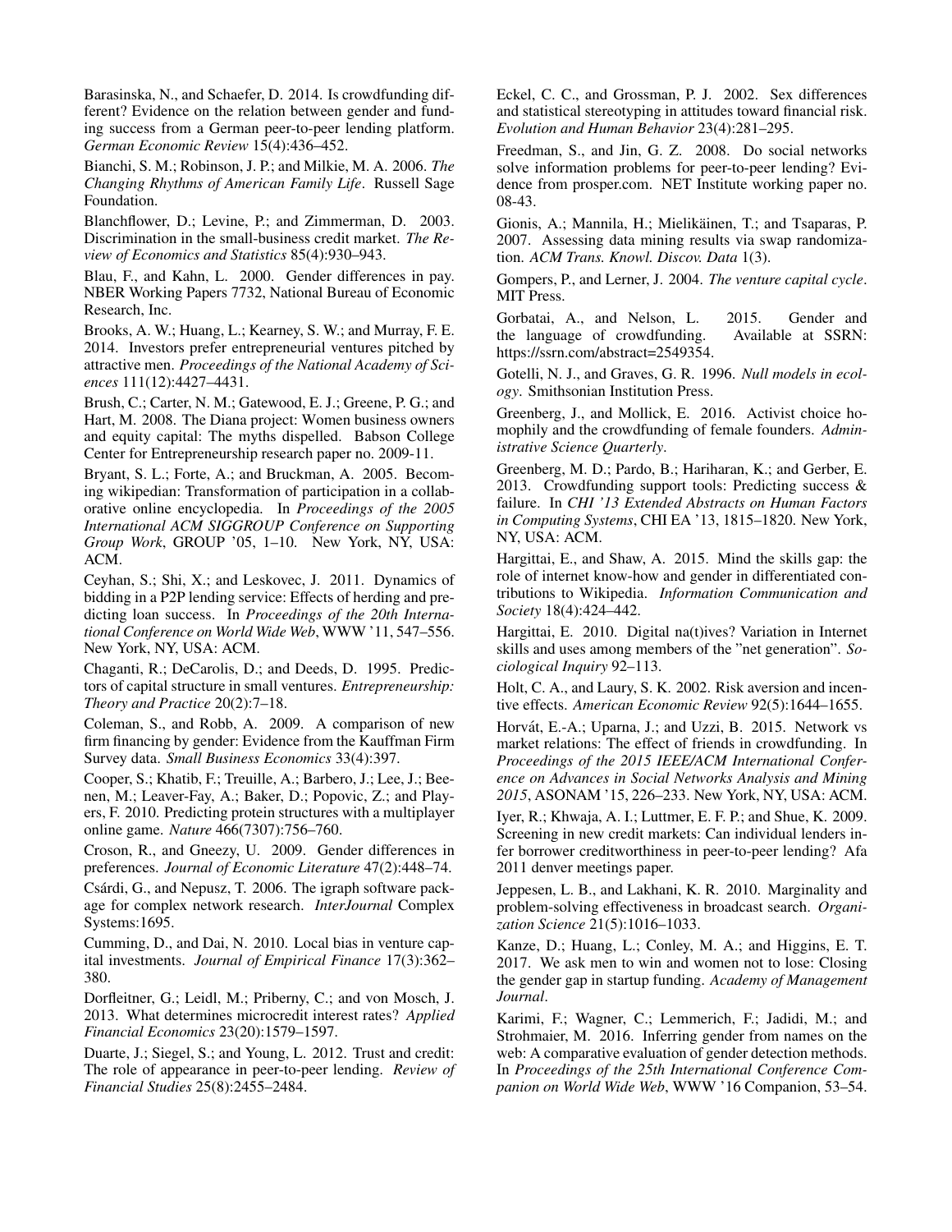Barasinska, N., and Schaefer, D. 2014. Is crowdfunding different? Evidence on the relation between gender and funding success from a German peer-to-peer lending platform. *German Economic Review* 15(4):436–452.

Bianchi, S. M.; Robinson, J. P.; and Milkie, M. A. 2006. *The Changing Rhythms of American Family Life*. Russell Sage Foundation.

Blanchflower, D.; Levine, P.; and Zimmerman, D. 2003. Discrimination in the small-business credit market. *The Review of Economics and Statistics* 85(4):930–943.

Blau, F., and Kahn, L. 2000. Gender differences in pay. NBER Working Papers 7732, National Bureau of Economic Research, Inc.

Brooks, A. W.; Huang, L.; Kearney, S. W.; and Murray, F. E. 2014. Investors prefer entrepreneurial ventures pitched by attractive men. *Proceedings of the National Academy of Sciences* 111(12):4427–4431.

Brush, C.; Carter, N. M.; Gatewood, E. J.; Greene, P. G.; and Hart, M. 2008. The Diana project: Women business owners and equity capital: The myths dispelled. Babson College Center for Entrepreneurship research paper no. 2009-11.

Bryant, S. L.; Forte, A.; and Bruckman, A. 2005. Becoming wikipedian: Transformation of participation in a collaborative online encyclopedia. In *Proceedings of the 2005 International ACM SIGGROUP Conference on Supporting Group Work*, GROUP '05, 1–10. New York, NY, USA: ACM.

Ceyhan, S.; Shi, X.; and Leskovec, J. 2011. Dynamics of bidding in a P2P lending service: Effects of herding and predicting loan success. In *Proceedings of the 20th International Conference on World Wide Web*, WWW '11, 547–556. New York, NY, USA: ACM.

Chaganti, R.; DeCarolis, D.; and Deeds, D. 1995. Predictors of capital structure in small ventures. *Entrepreneurship: Theory and Practice* 20(2):7–18.

Coleman, S., and Robb, A. 2009. A comparison of new firm financing by gender: Evidence from the Kauffman Firm Survey data. *Small Business Economics* 33(4):397.

Cooper, S.; Khatib, F.; Treuille, A.; Barbero, J.; Lee, J.; Beenen, M.; Leaver-Fay, A.; Baker, D.; Popovic, Z.; and Players, F. 2010. Predicting protein structures with a multiplayer online game. *Nature* 466(7307):756–760.

Croson, R., and Gneezy, U. 2009. Gender differences in preferences. *Journal of Economic Literature* 47(2):448–74.

Csárdi, G., and Nepusz, T. 2006. The igraph software package for complex network research. *InterJournal* Complex Systems:1695.

Cumming, D., and Dai, N. 2010. Local bias in venture capital investments. *Journal of Empirical Finance* 17(3):362–380.

Dorfleitner, G.; Leidl, M.; Priberny, C.; and von Mosch, J. 2013. What determines microcredit interest rates? *Applied Financial Economics* 23(20):1579–1597.

Duarte, J.; Siegel, S.; and Young, L. 2012. Trust and credit: The role of appearance in peer-to-peer lending. *Review of Financial Studies* 25(8):2455–2484.

Eckel, C. C., and Grossman, P. J. 2002. Sex differences and statistical stereotyping in attitudes toward financial risk. *Evolution and Human Behavior* 23(4):281–295.

Freedman, S., and Jin, G. Z. 2008. Do social networks solve information problems for peer-to-peer lending? Evidence from prosper.com. NET Institute working paper no. 08-43.

Gionis, A.; Mannila, H.; Mielikäinen, T.; and Tsaparas, P. 2007. Assessing data mining results via swap randomization. *ACM Trans. Knowl. Discov. Data* 1(3).

Gompers, P., and Lerner, J. 2004. *The venture capital cycle*. MIT Press.

Gorbatai, A., and Nelson, L. 2015. Gender and the language of crowdfunding. Available at SSRN: https://ssrn.com/abstract=2549354.

Gotelli, N. J., and Graves, G. R. 1996. *Null models in ecology*. Smithsonian Institution Press.

Greenberg, J., and Mollick, E. 2016. Activist choice homophily and the crowdfunding of female founders. *Administrative Science Quarterly*.

Greenberg, M. D.; Pardo, B.; Hariharan, K.; and Gerber, E. 2013. Crowdfunding support tools: Predicting success & failure. In *CHI '13 Extended Abstracts on Human Factors in Computing Systems*, CHI EA '13, 1815–1820. New York, NY, USA: ACM.

Hargittai, E., and Shaw, A. 2015. Mind the skills gap: the role of internet know-how and gender in differentiated contributions to Wikipedia. *Information Communication and Society* 18(4):424–442.

Hargittai, E. 2010. Digital na(t)ives? Variation in Internet skills and uses among members of the "net generation". *Sociological Inquiry* 92–113.

Holt, C. A., and Laury, S. K. 2002. Risk aversion and incentive effects. *American Economic Review* 92(5):1644–1655.

Horvát, E.-A.; Uparna, J.; and Uzzi, B. 2015. Network vs market relations: The effect of friends in crowdfunding. In *Proceedings of the 2015 IEEE/ACM International Conference on Advances in Social Networks Analysis and Mining 2015*, ASONAM '15, 226–233. New York, NY, USA: ACM.

Iyer, R.; Khwaja, A. I.; Luttmer, E. F. P.; and Shue, K. 2009. Screening in new credit markets: Can individual lenders infer borrower creditworthiness in peer-to-peer lending? Afa 2011 denver meetings paper.

Jeppesen, L. B., and Lakhani, K. R. 2010. Marginality and problem-solving effectiveness in broadcast search. *Organization Science* 21(5):1016–1033.

Kanze, D.; Huang, L.; Conley, M. A.; and Higgins, E. T. 2017. We ask men to win and women not to lose: Closing the gender gap in startup funding. *Academy of Management Journal*.

Karimi, F.; Wagner, C.; Lemmerich, F.; Jadidi, M.; and Strohmaier, M. 2016. Inferring gender from names on the web: A comparative evaluation of gender detection methods. In *Proceedings of the 25th International Conference Companion on World Wide Web*, WWW '16 Companion, 53–54.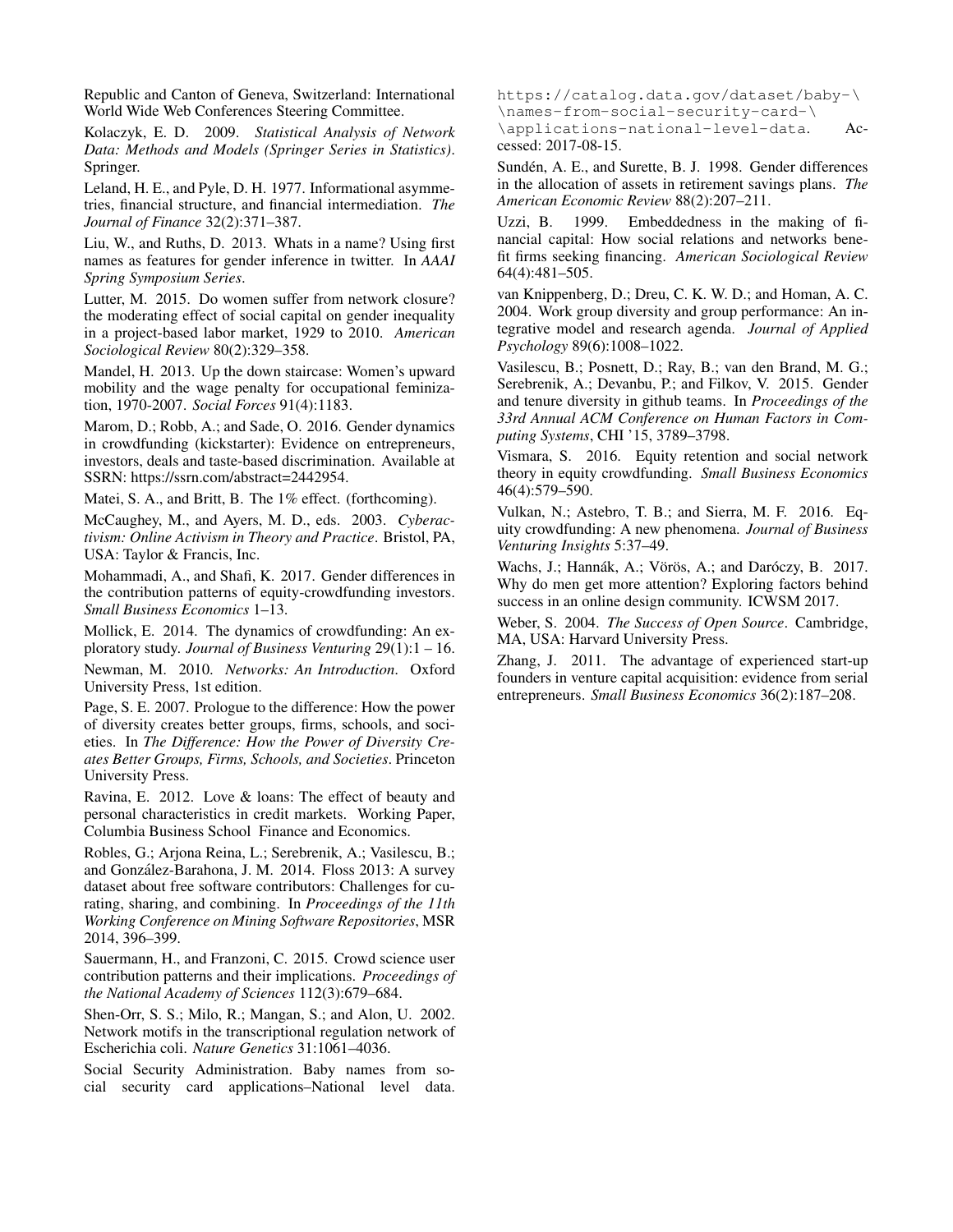Republic and Canton of Geneva, Switzerland: International World Wide Web Conferences Steering Committee.

Kolaczyk, E. D. 2009. *Statistical Analysis of Network Data: Methods and Models (Springer Series in Statistics)*. Springer.

Leland, H. E., and Pyle, D. H. 1977. Informational asymmetries, financial structure, and financial intermediation. *The Journal of Finance* 32(2):371–387.

Liu, W., and Ruths, D. 2013. Whats in a name? Using first names as features for gender inference in twitter. In *AAAI Spring Symposium Series*.

Lutter, M. 2015. Do women suffer from network closure? the moderating effect of social capital on gender inequality in a project-based labor market, 1929 to 2010. *American Sociological Review* 80(2):329–358.

Mandel, H. 2013. Up the down staircase: Women's upward mobility and the wage penalty for occupational feminization, 1970-2007. *Social Forces* 91(4):1183.

Marom, D.; Robb, A.; and Sade, O. 2016. Gender dynamics in crowdfunding (kickstarter): Evidence on entrepreneurs, investors, deals and taste-based discrimination. Available at SSRN: https://ssrn.com/abstract=2442954.

Matei, S. A., and Britt, B. The 1% effect. (forthcoming).

McCaughey, M., and Ayers, M. D., eds. 2003. *Cyberactivism: Online Activism in Theory and Practice*. Bristol, PA, USA: Taylor & Francis, Inc.

Mohammadi, A., and Shafi, K. 2017. Gender differences in the contribution patterns of equity-crowdfunding investors. *Small Business Economics* 1–13.

Mollick, E. 2014. The dynamics of crowdfunding: An exploratory study. *Journal of Business Venturing* 29(1):1 – 16.

Newman, M. 2010. *Networks: An Introduction*. Oxford University Press, 1st edition.

Page, S. E. 2007. Prologue to the difference: How the power of diversity creates better groups, firms, schools, and societies. In *The Difference: How the Power of Diversity Creates Better Groups, Firms, Schools, and Societies*. Princeton University Press.

Ravina, E. 2012. Love & loans: The effect of beauty and personal characteristics in credit markets. Working Paper, Columbia Business School Finance and Economics.

Robles, G.; Arjona Reina, L.; Serebrenik, A.; Vasilescu, B.; and González-Barahona, J. M. 2014. Floss 2013: A survey dataset about free software contributors: Challenges for curating, sharing, and combining. In *Proceedings of the 11th Working Conference on Mining Software Repositories*, MSR 2014, 396–399.

Sauermann, H., and Franzoni, C. 2015. Crowd science user contribution patterns and their implications. *Proceedings of the National Academy of Sciences* 112(3):679–684.

Shen-Orr, S. S.; Milo, R.; Mangan, S.; and Alon, U. 2002. Network motifs in the transcriptional regulation network of Escherichia coli. *Nature Genetics* 31:1061–4036.

Social Security Administration. Baby names from social security card applications–National level data. https://catalog.data.gov/dataset/baby-\ \names-from-social-security-card-\ \applications-national-level-data. Accessed: 2017-08-15.

Sundén, A. E., and Surette, B. J. 1998. Gender differences in the allocation of assets in retirement savings plans. *The American Economic Review* 88(2):207–211.

Uzzi, B. 1999. Embeddedness in the making of financial capital: How social relations and networks benefit firms seeking financing. *American Sociological Review* 64(4):481–505.

van Knippenberg, D.; Dreu, C. K. W. D.; and Homan, A. C. 2004. Work group diversity and group performance: An integrative model and research agenda. *Journal of Applied Psychology* 89(6):1008–1022.

Vasilescu, B.; Posnett, D.; Ray, B.; van den Brand, M. G.; Serebrenik, A.; Devanbu, P.; and Filkov, V. 2015. Gender and tenure diversity in github teams. In *Proceedings of the 33rd Annual ACM Conference on Human Factors in Computing Systems*, CHI '15, 3789–3798.

Vismara, S. 2016. Equity retention and social network theory in equity crowdfunding. *Small Business Economics* 46(4):579–590.

Vulkan, N.; Astebro, T. B.; and Sierra, M. F. 2016. Equity crowdfunding: A new phenomena. *Journal of Business Venturing Insights* 5:37–49.

Wachs, J.; Hannák, A.; Vörös, A.; and Daróczy, B. 2017. Why do men get more attention? Exploring factors behind success in an online design community. ICWSM 2017.

Weber, S. 2004. *The Success of Open Source*. Cambridge, MA, USA: Harvard University Press.

Zhang, J. 2011. The advantage of experienced start-up founders in venture capital acquisition: evidence from serial entrepreneurs. *Small Business Economics* 36(2):187–208.